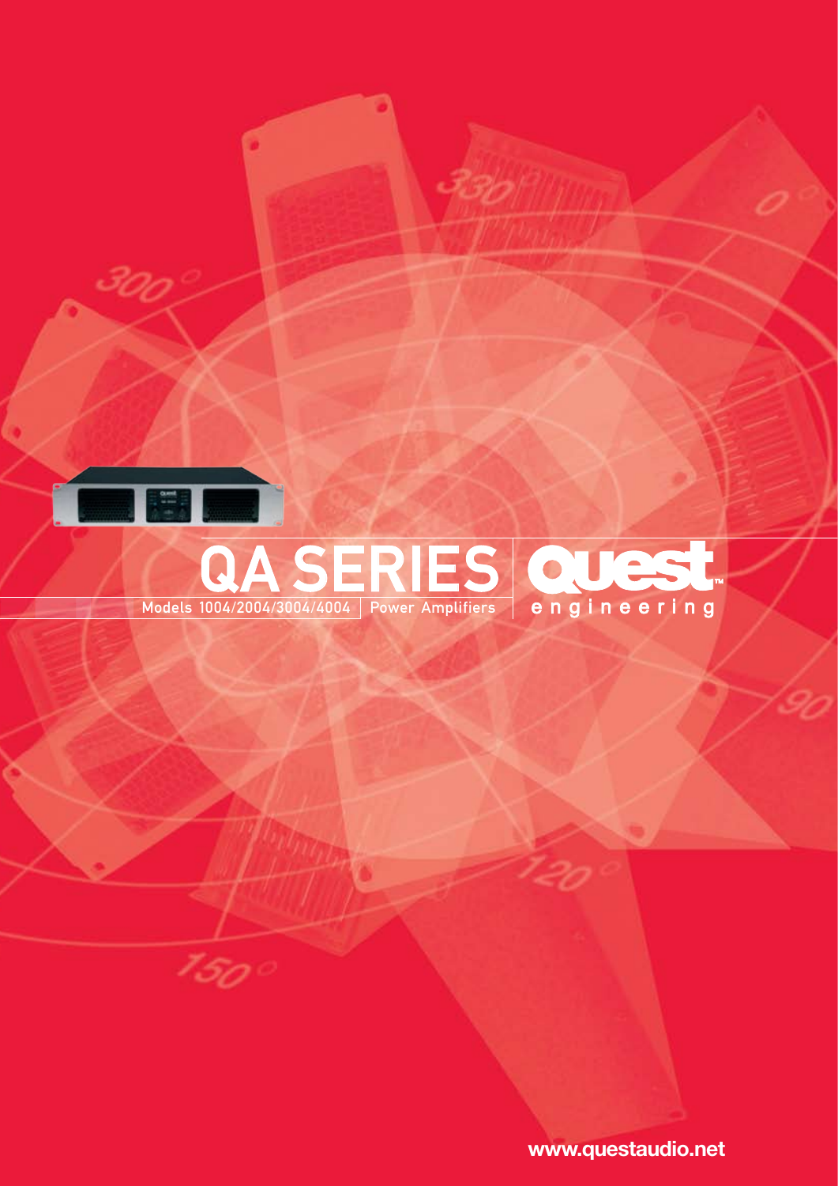# QA SERIES

Models 1004/2004/3004/4004 | Power Amplifiers

Quest™ engineering

www.questaudio.net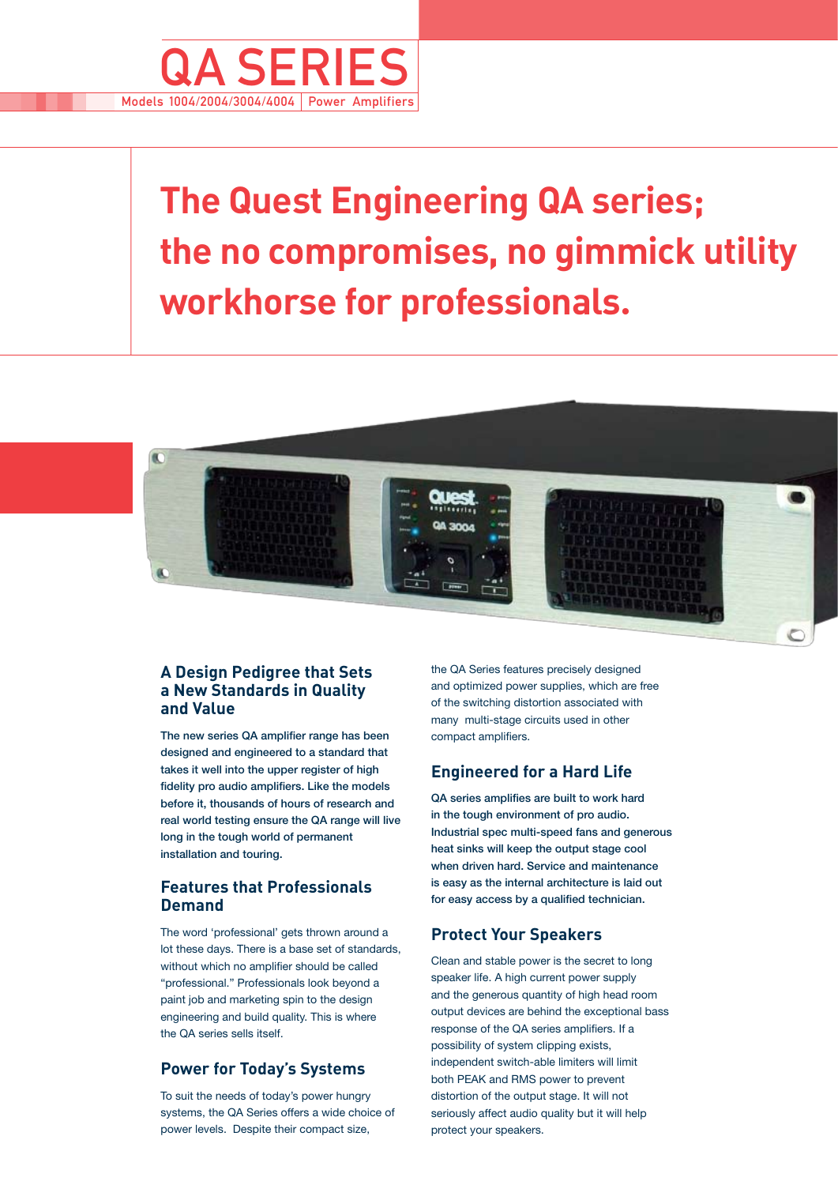# QA SERIES

Models 1004/2004/3004/4004 | Power Amplifiers

## The Quest Engineering QA series; the no compromises, no gimmick utility workhorse for professionals.

### A Design Pedigree that Sets a New Standards in Quality and Value

**The new series QA amplifier range has been designed and engineered to a standard that takes it well into the upper register of high fidelity pro audio amplifiers. Like the models before it, thousands of hours of research and real world testing ensure the QA range will live long in the tough world of permanent installation and touring.**

### Features that Professionals Demand

The word 'professional' gets thrown around a lot these days. There is a base set of standards, without which no amplifier should be called "professional." Professionals look beyond a paint job and marketing spin to the design engineering and build quality. This is where the QA series sells itself.

### Power for Today's Systems

To suit the needs of today's power hungry systems, the QA Series offers a wide choice of power levels. Despite their compact size, the QA Series features precisely designed and optimized power supplies, which are free of the switching distortion associated with many multi-stage circuits used in other compact amplifiers.

### Engineered for a Hard Life

**QA series amplifies are built to work hard in the tough environment of pro audio. Industrial spec multi-speed fans and generous heat sinks will keep the output stage cool when driven hard. Service and maintenance is easy as the internal architecture is laid out for easy access by a qualified technician.**

### Protect Your Speakers

Clean and stable power is the secret to long speaker life. A high current power supply and the generous quantity of high head room output devices are behind the exceptional bass response of the QA series amplifiers. If a possibility of system clipping exists, independent switch-able limiters will limit both PEAK and RMS power to prevent distortion of the output stage. It will not seriously affect audio quality but it will help protect your speakers.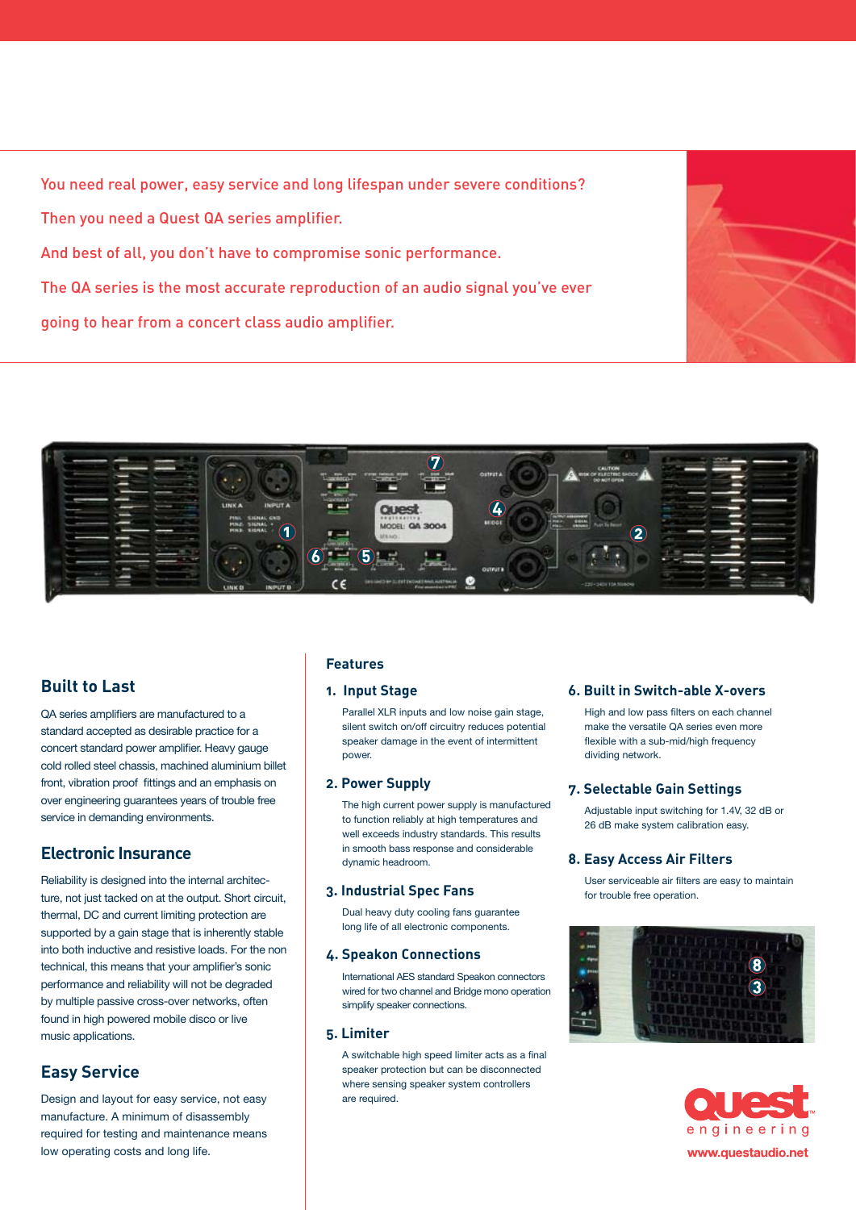You need real power, easy service and long lifespan under severe conditions?

Then you need a Quest QA series amplifier.

And best of all, you don't have to compromise sonic performance.

The QA series is the most accurate reproduction of an audio signal you've ever going to hear from a concert class audio amplifier.

## Built to Last

QA series amplifiers are manufactured to a standard accepted as desirable practice for a concert standard power amplifier. Heavy gauge cold rolled steel chassis, machined aluminium billet front, vibration proof fittings and an emphasis on over engineering guarantees years of trouble free service in demanding environments.

## Electronic Insurance

Reliability is designed into the internal architecture, not just tacked on at the output. Short circuit, thermal, DC and current limiting protection are supported by a gain stage that is inherently stable into both inductive and resistive loads. For the non technical, this means that your amplifier's sonic performance and reliability will not be degraded by multiple passive cross-over networks, often found in high powered mobile disco or live music applications.

## Easy Service

Design and layout for easy service, not easy manufacture. A minimum of disassembly required for testing and maintenance means low operating costs and long life.

## Features

### 1. Input Stage

Parallel XLR inputs and low noise gain stage, silent switch on/off circuitry reduces potential speaker damage in the event of intermittent power.

### 2. Power Supply

The high current power supply is manufactured to function reliably at high temperatures and well exceeds industry standards. This results in smooth bass response and considerable dynamic headroom.

### 3. Industrial Spec Fans

Dual heavy duty cooling fans guarantee long life of all electronic components.

### 4. Speakon Connections

International AES standard Speakon connectors wired for two channel and Bridge mono operation simplify speaker connections.

### 5. Limiter

A switchable high speed limiter acts as a final speaker protection but can be disconnected where sensing speaker system controllers are required.

### 6. Built in Switch-able X-overs

High and low pass filters on each channel make the versatile QA series even more flexible with a sub-mid/high frequency dividing network.

### 7. Selectable Gain Settings

Adjustable input switching for 1.4V, 32 dB or 26 dB make system calibration easy.

### 8. Easy Access Air Filters

User serviceable air filters are easy to maintain for trouble free operation.

quest engineering

www.questaudio.net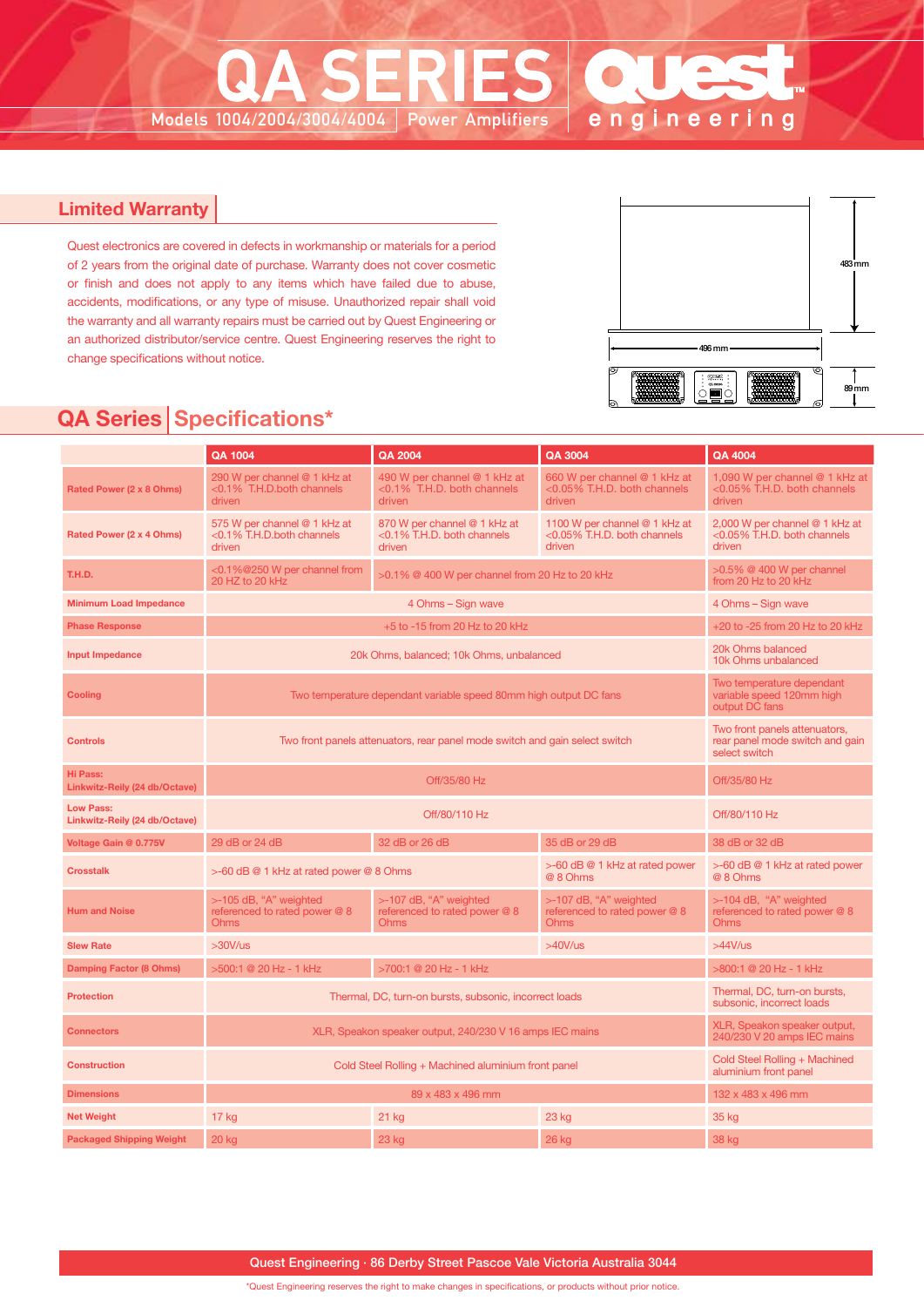# QA SERIES

Models 1004/2004/3004/4004 | Power Amplifiers

Quest engineering

## Limited Warranty

Quest electronics are covered in defects in workmanship or materials for a period of 2 years from the original date of purchase. Warranty does not cover cosmetic or finish and does not apply to any items which have failed due to abuse, accidents, modifications, or any type of misuse. Unauthorized repair shall void the warranty and all warranty repairs must be carried out by Quest Engineering or an authorized distributor/service centre. Quest Engineering reserves the right to change specifications without notice.

483 mm

496 mm

89 mm

## QA Series Specifications*

| | QA 1004 | QA 2004 | QA 3004 | QA 4004 |
|---|---|---|---|---|
| Rated Power (2 x 8 Ohms) | 290 W per channel @ 1 kHz at <0.1% T.H.D.both channels driven | 490 W per channel @ 1 kHz at <0.1% T.H.D. both channels driven | 660 W per channel @ 1 kHz at <0.05% T.H.D. both channels driven | 1,090 W per channel @ 1 kHz at <0.05% T.H.D. both channels driven |
| Rated Power (2 x 4 Ohms) | 575 W per channel @ 1 kHz at <0.1% T.H.D.both channels driven | 870 W per channel @ 1 kHz at <0.1% T.H.D. both channels driven | 1100 W per channel @ 1 kHz at <0.05% T.H.D. both channels driven | 2,000 W per channel @ 1 kHz at <0.05% T.H.D. both channels driven |
| T.H.D. | <0.1%@250 W per channel from 20 HZ to 20 kHz | >0.1% @ 400 W per channel from 20 Hz to 20 kHz | | >0.5% @ 400 W per channel from 20 Hz to 20 kHz |
| Minimum Load Impedance | 4 Ohms – Sign wave | | | 4 Ohms – Sign wave |
| Phase Response | +5 to -15 from 20 Hz to 20 kHz | | | +20 to -25 from 20 Hz to 20 kHz |
| Input Impedance | 20k Ohms, balanced; 10k Ohms, unbalanced | | | 20k Ohms balanced 10k Ohms unbalanced |
| Cooling | Two temperature dependant variable speed 80mm high output DC fans | | | Two temperature dependant variable speed 120mm high output DC fans |
| Controls | Two front panels attenuators, rear panel mode switch and gain select switch | | | Two front panels attenuators, rear panel mode switch and gain select switch |
| Hi Pass: Linkwitz-Reily (24 db/Octave) | Off/35/80 Hz | | | Off/35/80 Hz |
| Low Pass: Linkwitz-Reily (24 db/Octave) | Off/80/110 Hz | | | Off/80/110 Hz |
| Voltage Gain @ 0.775V | 29 dB or 24 dB | 32 dB or 26 dB | 35 dB or 29 dB | 38 dB or 32 dB |
| Crosstalk | >-60 dB @ 1 kHz at rated power @ 8 Ohms | | >-60 dB @ 1 kHz at rated power @ 8 Ohms | >-60 dB @ 1 kHz at rated power @ 8 Ohms |
| Hum and Noise | >-105 dB, "A" weighted referenced to rated power @ 8 Ohms | >-107 dB, "A" weighted referenced to rated power @ 8 Ohms | >-107 dB, "A" weighted referenced to rated power @ 8 Ohms | >-104 dB, "A" weighted referenced to rated power @ 8 Ohms |
| Slew Rate | >30V/us | | >40V/us | >44V/us |
| Damping Factor (8 Ohms) | >500:1 @ 20 Hz - 1 kHz | >700:1 @ 20 Hz - 1 kHz | | >800:1 @ 20 Hz - 1 kHz |
| Protection | Thermal, DC, turn-on bursts, subsonic, incorrect loads | | | Thermal, DC, turn-on bursts, subsonic, incorrect loads |
| Connectors | XLR, Speakon speaker output, 240/230 V 16 amps IEC mains | | | XLR, Speakon speaker output, 240/230 V 20 amps IEC mains |
| Construction | Cold Steel Rolling + Machined aluminium front panel | | | Cold Steel Rolling + Machined aluminium front panel |
| Dimensions | 89 x 483 x 496 mm | | | 132 x 483 x 496 mm |
| Net Weight | 17 kg | 21 kg | 23 kg | 35 kg |
| Packaged Shipping Weight | 20 kg | 23 kg | 26 kg | 38 kg |

Quest Engineering · 86 Derby Street Pascoe Vale Victoria Australia 3044

*Quest Engineering reserves the right to make changes in specifications, or products without prior notice.